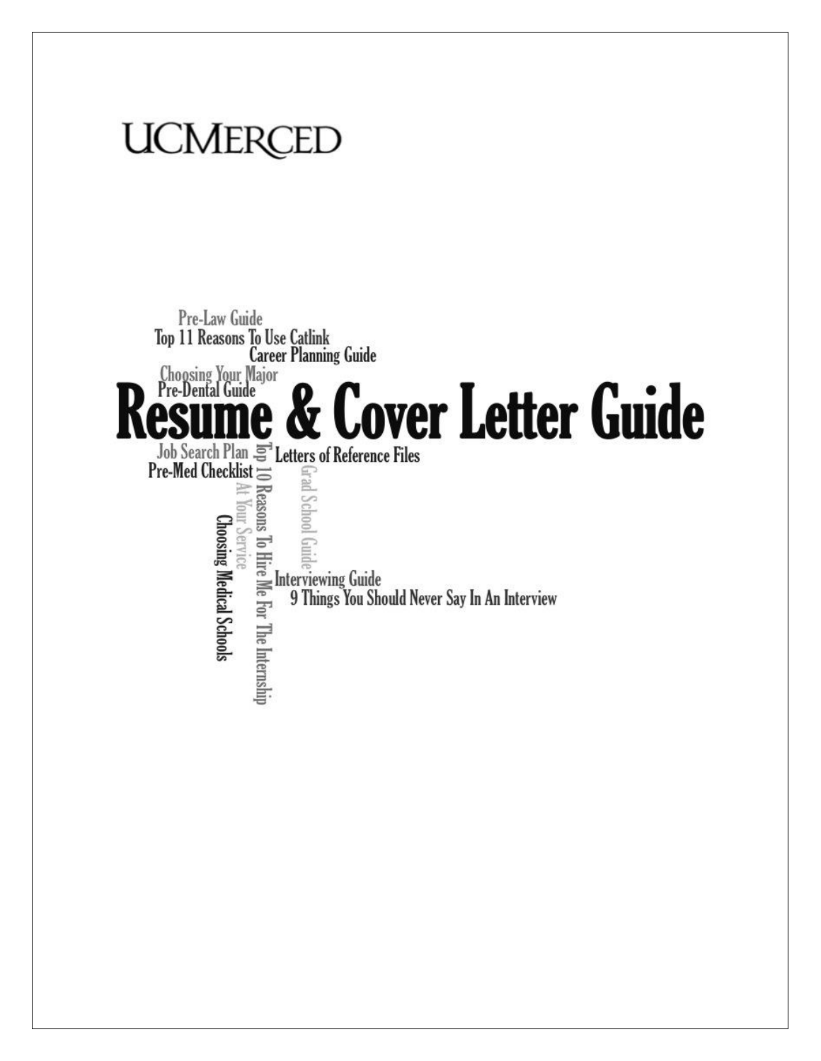UCMERCED

Pre-Law Guide

Top 11 Reasons To Use Catlink

Career Planning Guide

Choosing Your Major

Pre-Dental Guide

# Resume & Cover Letter Guide

Job Search Plan

Letters of Reference Files

Pre-Med Checklist

Top 10 Reasons To Hire Me For The Internship

At Your Service

Grad School Guide

Choosing Medical Schools

Interviewing Guide

9 Things You Should Never Say In An Interview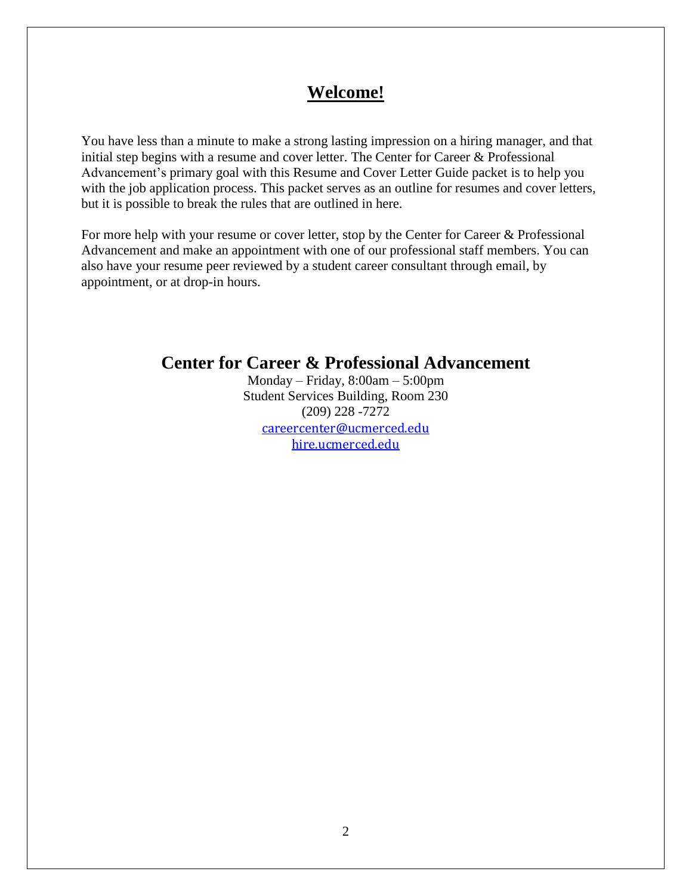# Welcome!

You have less than a minute to make a strong lasting impression on a hiring manager, and that initial step begins with a resume and cover letter. The Center for Career & Professional Advancement's primary goal with this Resume and Cover Letter Guide packet is to help you with the job application process. This packet serves as an outline for resumes and cover letters, but it is possible to break the rules that are outlined in here.

For more help with your resume or cover letter, stop by the Center for Career & Professional Advancement and make an appointment with one of our professional staff members. You can also have your resume peer reviewed by a student career consultant through email, by appointment, or at drop-in hours.

## Center for Career & Professional Advancement

Monday – Friday, 8:00am – 5:00pm
Student Services Building, Room 230
(209) 228 -7272
careercenter@ucmerced.edu
hire.ucmerced.edu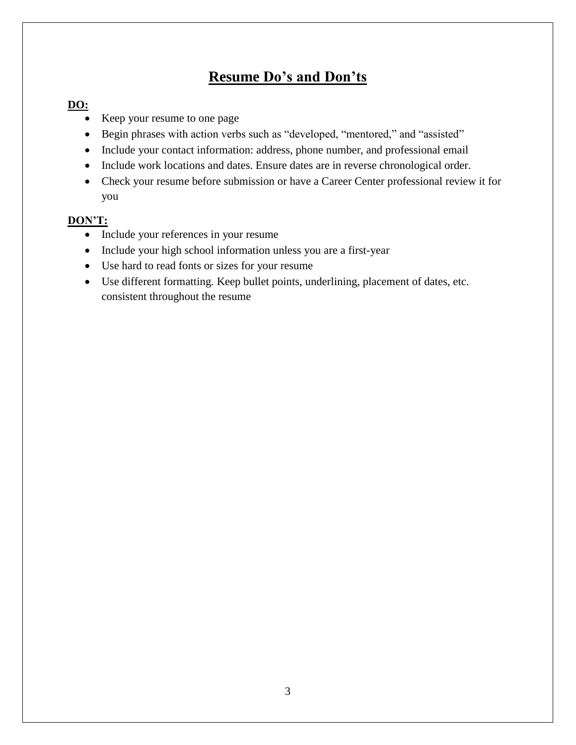# Resume Do's and Don'ts

**DO:**

- Keep your resume to one page
- Begin phrases with action verbs such as "developed, "mentored," and "assisted"
- Include your contact information: address, phone number, and professional email
- Include work locations and dates. Ensure dates are in reverse chronological order.
- Check your resume before submission or have a Career Center professional review it for you

**DON'T:**

- Include your references in your resume
- Include your high school information unless you are a first-year
- Use hard to read fonts or sizes for your resume
- Use different formatting. Keep bullet points, underlining, placement of dates, etc. consistent throughout the resume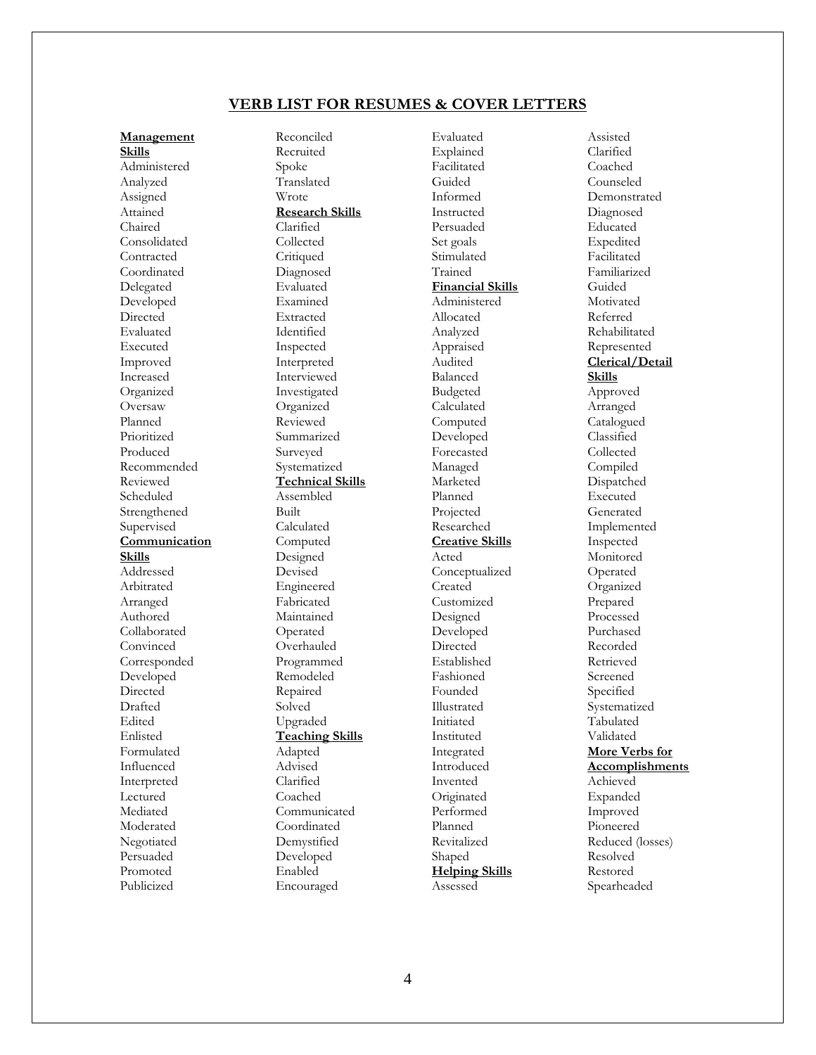## VERB LIST FOR RESUMES & COVER LETTERS

**Management Skills**

Administered
Analyzed
Assigned
Attained
Chaired
Consolidated
Contracted
Coordinated
Delegated
Developed
Directed
Evaluated
Executed
Improved
Increased
Organized
Oversaw
Planned
Prioritized
Produced
Recommended
Reviewed
Scheduled
Strengthened
Supervised

**Communication Skills**

Addressed
Arbitrated
Arranged
Authored
Collaborated
Convinced
Corresponded
Developed
Directed
Drafted
Edited
Enlisted
Formulated
Influenced
Interpreted
Lectured
Mediated
Moderated
Negotiated
Persuaded
Promoted
Publicized
Reconciled
Recruited
Spoke
Translated
Wrote

**Research Skills**

Clarified
Collected
Critiqued
Diagnosed
Evaluated
Examined
Extracted
Identified
Inspected
Interpreted
Interviewed
Investigated
Organized
Reviewed
Summarized
Surveyed
Systematized

**Technical Skills**

Assembled
Built
Calculated
Computed
Designed
Devised
Engineered
Fabricated
Maintained
Operated
Overhauled
Programmed
Remodeled
Repaired
Solved
Upgraded

**Teaching Skills**

Adapted
Advised
Clarified
Coached
Communicated
Coordinated
Demystified
Developed
Enabled
Encouraged
Evaluated
Explained
Facilitated
Guided
Informed
Instructed
Persuaded
Set goals
Stimulated
Trained

**Financial Skills**

Administered
Allocated
Analyzed
Appraised
Audited
Balanced
Budgeted
Calculated
Computed
Developed
Forecasted
Managed
Marketed
Planned
Projected
Researched

**Creative Skills**

Acted
Conceptualized
Created
Customized
Designed
Developed
Directed
Established
Fashioned
Founded
Illustrated
Initiated
Instituted
Integrated
Introduced
Invented
Originated
Performed
Planned
Revitalized
Shaped

**Helping Skills**

Assessed
Assisted
Clarified
Coached
Counseled
Demonstrated
Diagnosed
Educated
Expedited
Facilitated
Familiarized
Guided
Motivated
Referred
Rehabilitated
Represented

**Clerical/Detail Skills**

Approved
Arranged
Catalogued
Classified
Collected
Compiled
Dispatched
Executed
Generated
Implemented
Inspected
Monitored
Operated
Organized
Prepared
Processed
Purchased
Recorded
Retrieved
Screened
Specified
Systematized
Tabulated
Validated

**More Verbs for Accomplishments**

Achieved
Expanded
Improved
Pioneered
Reduced (losses)
Resolved
Restored
Spearheaded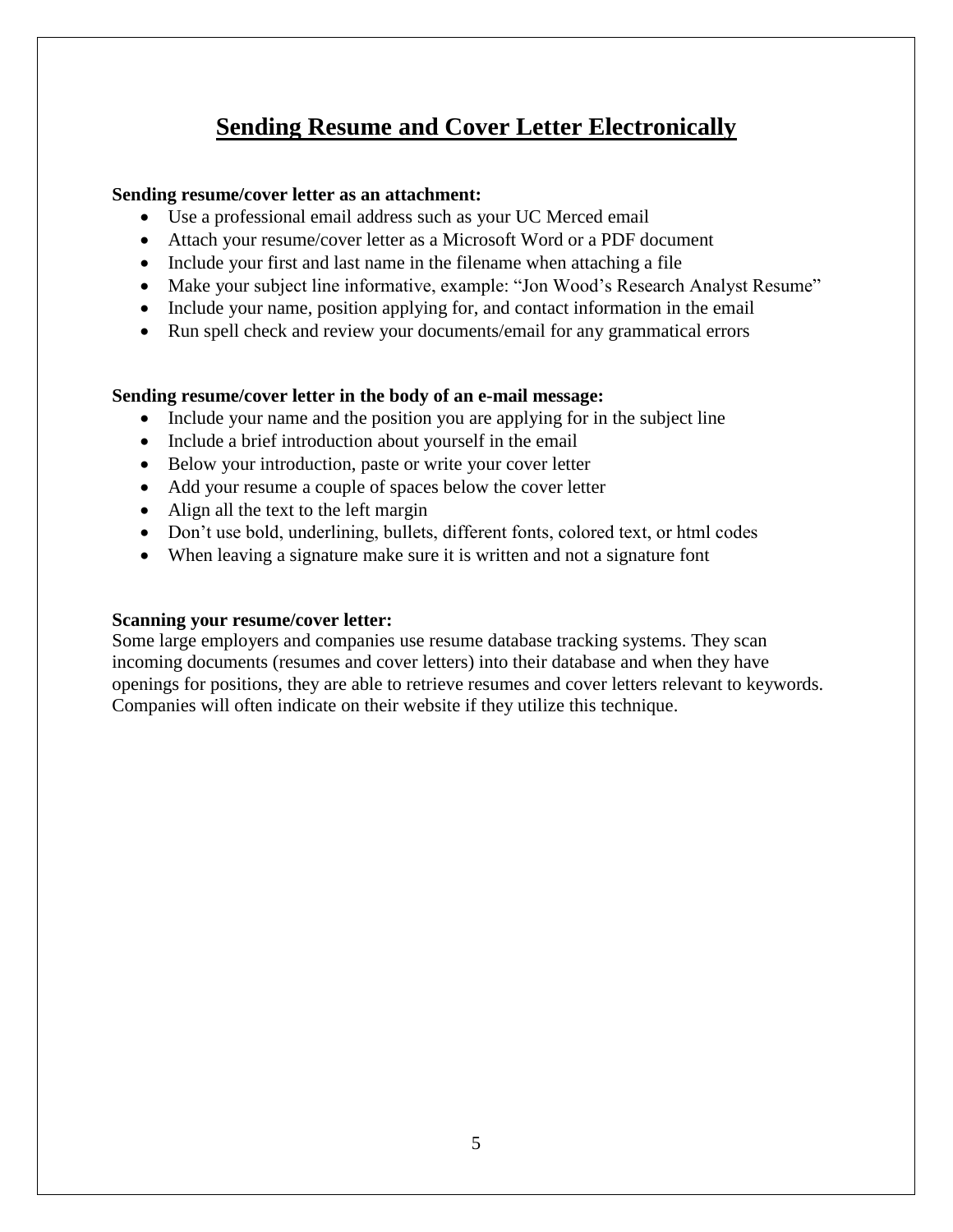# Sending Resume and Cover Letter Electronically

**Sending resume/cover letter as an attachment:**

- Use a professional email address such as your UC Merced email
- Attach your resume/cover letter as a Microsoft Word or a PDF document
- Include your first and last name in the filename when attaching a file
- Make your subject line informative, example: "Jon Wood's Research Analyst Resume"
- Include your name, position applying for, and contact information in the email
- Run spell check and review your documents/email for any grammatical errors

**Sending resume/cover letter in the body of an e-mail message:**

- Include your name and the position you are applying for in the subject line
- Include a brief introduction about yourself in the email
- Below your introduction, paste or write your cover letter
- Add your resume a couple of spaces below the cover letter
- Align all the text to the left margin
- Don't use bold, underlining, bullets, different fonts, colored text, or html codes
- When leaving a signature make sure it is written and not a signature font

**Scanning your resume/cover letter:**

Some large employers and companies use resume database tracking systems. They scan incoming documents (resumes and cover letters) into their database and when they have openings for positions, they are able to retrieve resumes and cover letters relevant to keywords. Companies will often indicate on their website if they utilize this technique.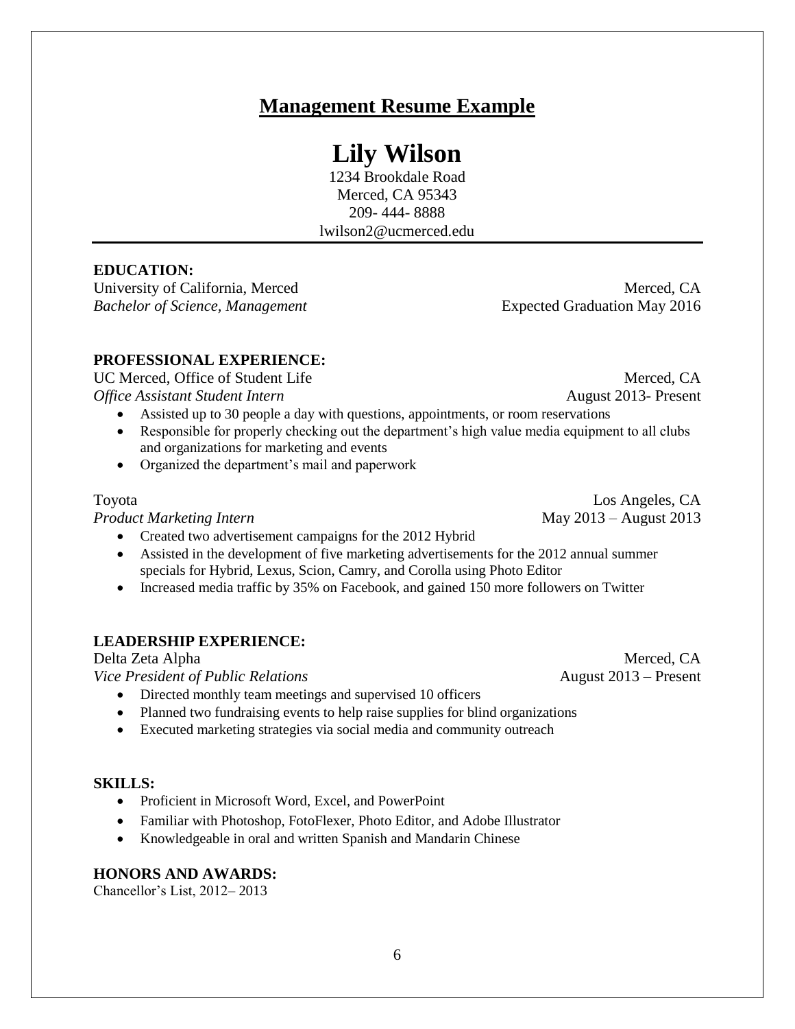## Management Resume Example

# Lily Wilson

1234 Brookdale Road
Merced, CA 95343
209- 444- 8888
lwilson2@ucmerced.edu

---

**EDUCATION:**

University of California, Merced — Merced, CA
*Bachelor of Science, Management* — Expected Graduation May 2016

**PROFESSIONAL EXPERIENCE:**

UC Merced, Office of Student Life — Merced, CA
*Office Assistant Student Intern* — August 2013- Present

- Assisted up to 30 people a day with questions, appointments, or room reservations
- Responsible for properly checking out the department's high value media equipment to all clubs and organizations for marketing and events
- Organized the department's mail and paperwork

Toyota — Los Angeles, CA
*Product Marketing Intern* — May 2013 – August 2013

- Created two advertisement campaigns for the 2012 Hybrid
- Assisted in the development of five marketing advertisements for the 2012 annual summer specials for Hybrid, Lexus, Scion, Camry, and Corolla using Photo Editor
- Increased media traffic by 35% on Facebook, and gained 150 more followers on Twitter

**LEADERSHIP EXPERIENCE:**

Delta Zeta Alpha — Merced, CA
*Vice President of Public Relations* — August 2013 – Present

- Directed monthly team meetings and supervised 10 officers
- Planned two fundraising events to help raise supplies for blind organizations
- Executed marketing strategies via social media and community outreach

**SKILLS:**

- Proficient in Microsoft Word, Excel, and PowerPoint
- Familiar with Photoshop, FotoFlexer, Photo Editor, and Adobe Illustrator
- Knowledgeable in oral and written Spanish and Mandarin Chinese

**HONORS AND AWARDS:**

Chancellor's List, 2012– 2013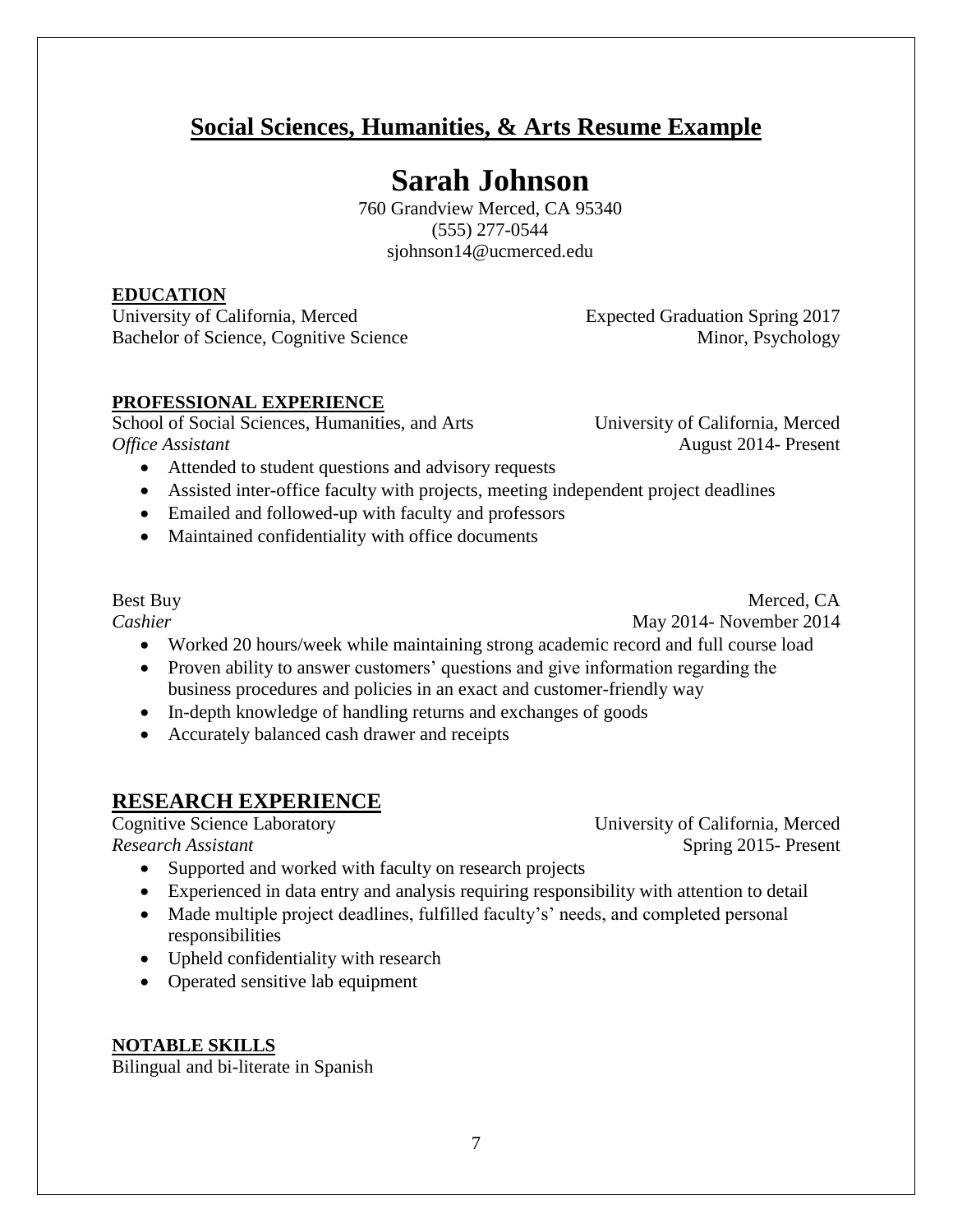## Social Sciences, Humanities, & Arts Resume Example

# Sarah Johnson

760 Grandview Merced, CA 95340
(555) 277-0544
sjohnson14@ucmerced.edu

**EDUCATION**

University of California, Merced — Expected Graduation Spring 2017
Bachelor of Science, Cognitive Science — Minor, Psychology

**PROFESSIONAL EXPERIENCE**

School of Social Sciences, Humanities, and Arts — University of California, Merced
*Office Assistant* — August 2014- Present

- Attended to student questions and advisory requests
- Assisted inter-office faculty with projects, meeting independent project deadlines
- Emailed and followed-up with faculty and professors
- Maintained confidentiality with office documents

Best Buy — Merced, CA
*Cashier* — May 2014- November 2014

- Worked 20 hours/week while maintaining strong academic record and full course load
- Proven ability to answer customers' questions and give information regarding the business procedures and policies in an exact and customer-friendly way
- In-depth knowledge of handling returns and exchanges of goods
- Accurately balanced cash drawer and receipts

## RESEARCH EXPERIENCE

Cognitive Science Laboratory — University of California, Merced
*Research Assistant* — Spring 2015- Present

- Supported and worked with faculty on research projects
- Experienced in data entry and analysis requiring responsibility with attention to detail
- Made multiple project deadlines, fulfilled faculty's' needs, and completed personal responsibilities
- Upheld confidentiality with research
- Operated sensitive lab equipment

**NOTABLE SKILLS**

Bilingual and bi-literate in Spanish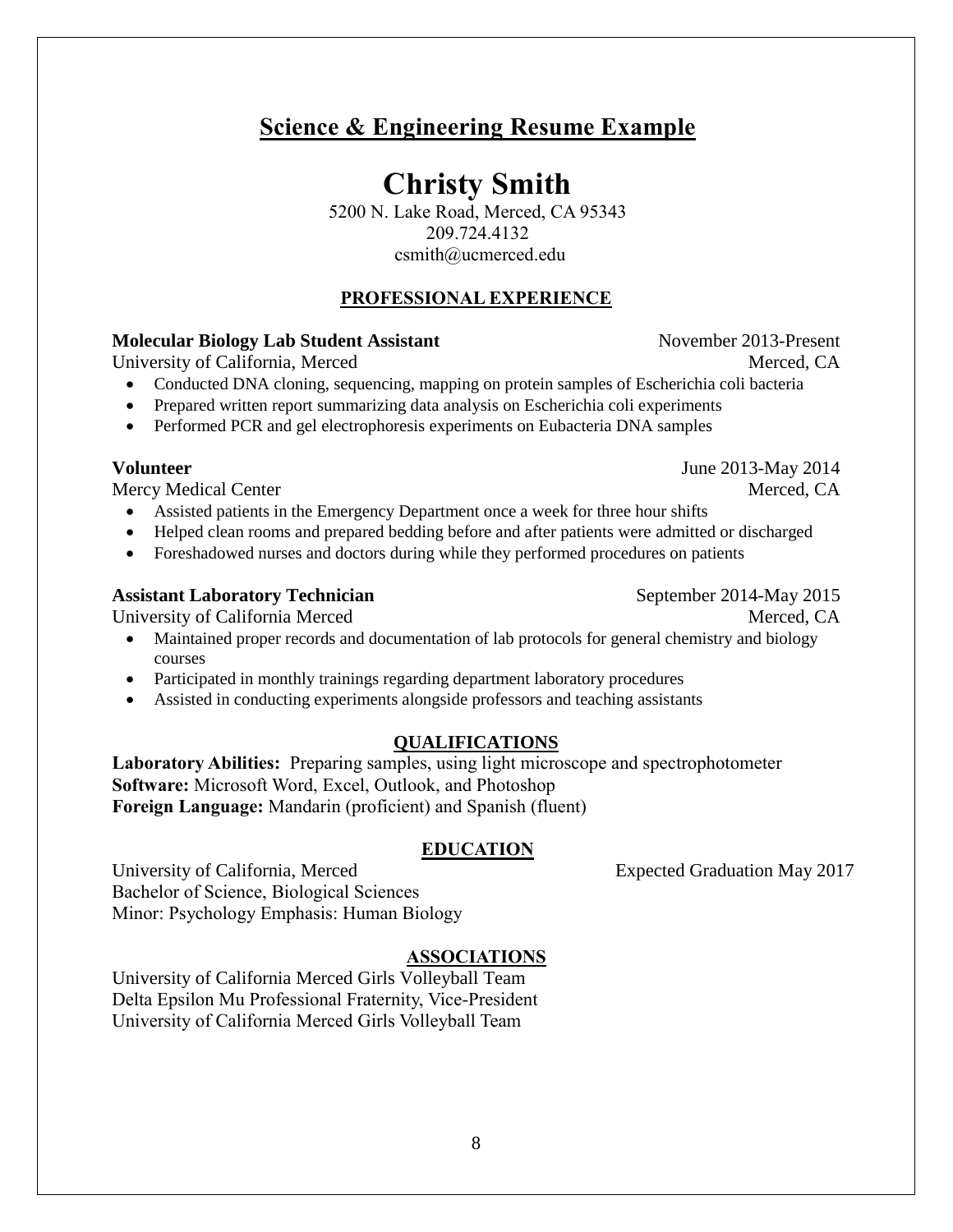# Science & Engineering Resume Example

# Christy Smith

5200 N. Lake Road, Merced, CA 95343
209.724.4132
csmith@ucmerced.edu

## PROFESSIONAL EXPERIENCE

**Molecular Biology Lab Student Assistant** November 2013-Present
University of California, Merced Merced, CA

- Conducted DNA cloning, sequencing, mapping on protein samples of Escherichia coli bacteria
- Prepared written report summarizing data analysis on Escherichia coli experiments
- Performed PCR and gel electrophoresis experiments on Eubacteria DNA samples

**Volunteer** June 2013-May 2014
Mercy Medical Center Merced, CA

- Assisted patients in the Emergency Department once a week for three hour shifts
- Helped clean rooms and prepared bedding before and after patients were admitted or discharged
- Foreshadowed nurses and doctors during while they performed procedures on patients

**Assistant Laboratory Technician** September 2014-May 2015
University of California Merced Merced, CA

- Maintained proper records and documentation of lab protocols for general chemistry and biology courses
- Participated in monthly trainings regarding department laboratory procedures
- Assisted in conducting experiments alongside professors and teaching assistants

## QUALIFICATIONS

**Laboratory Abilities:** Preparing samples, using light microscope and spectrophotometer
**Software:** Microsoft Word, Excel, Outlook, and Photoshop
**Foreign Language:** Mandarin (proficient) and Spanish (fluent)

## EDUCATION

University of California, Merced Expected Graduation May 2017
Bachelor of Science, Biological Sciences
Minor: Psychology Emphasis: Human Biology

## ASSOCIATIONS

University of California Merced Girls Volleyball Team
Delta Epsilon Mu Professional Fraternity, Vice-President
University of California Merced Girls Volleyball Team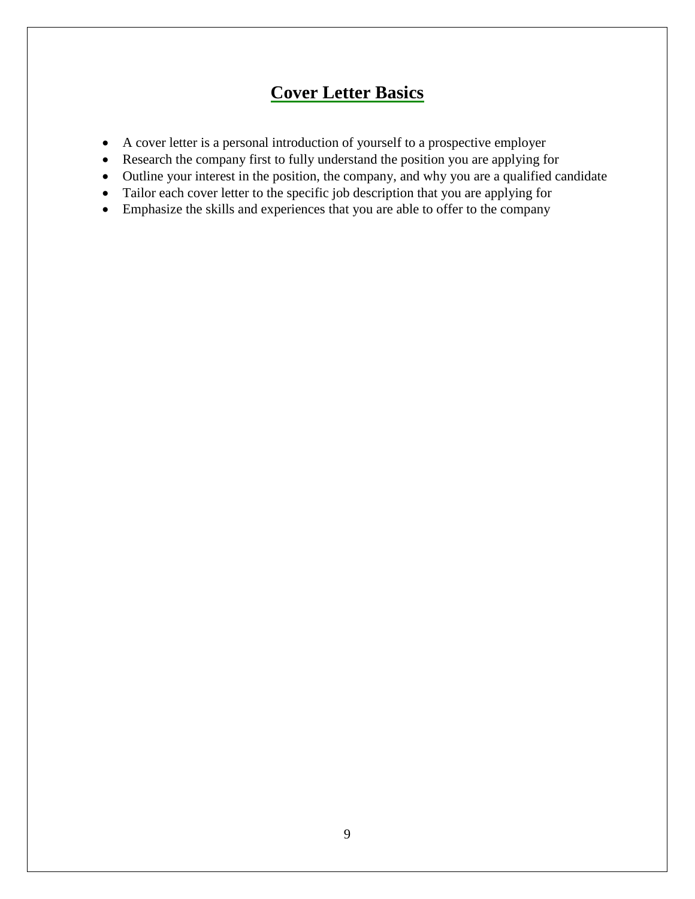## Cover Letter Basics

- A cover letter is a personal introduction of yourself to a prospective employer
- Research the company first to fully understand the position you are applying for
- Outline your interest in the position, the company, and why you are a qualified candidate
- Tailor each cover letter to the specific job description that you are applying for
- Emphasize the skills and experiences that you are able to offer to the company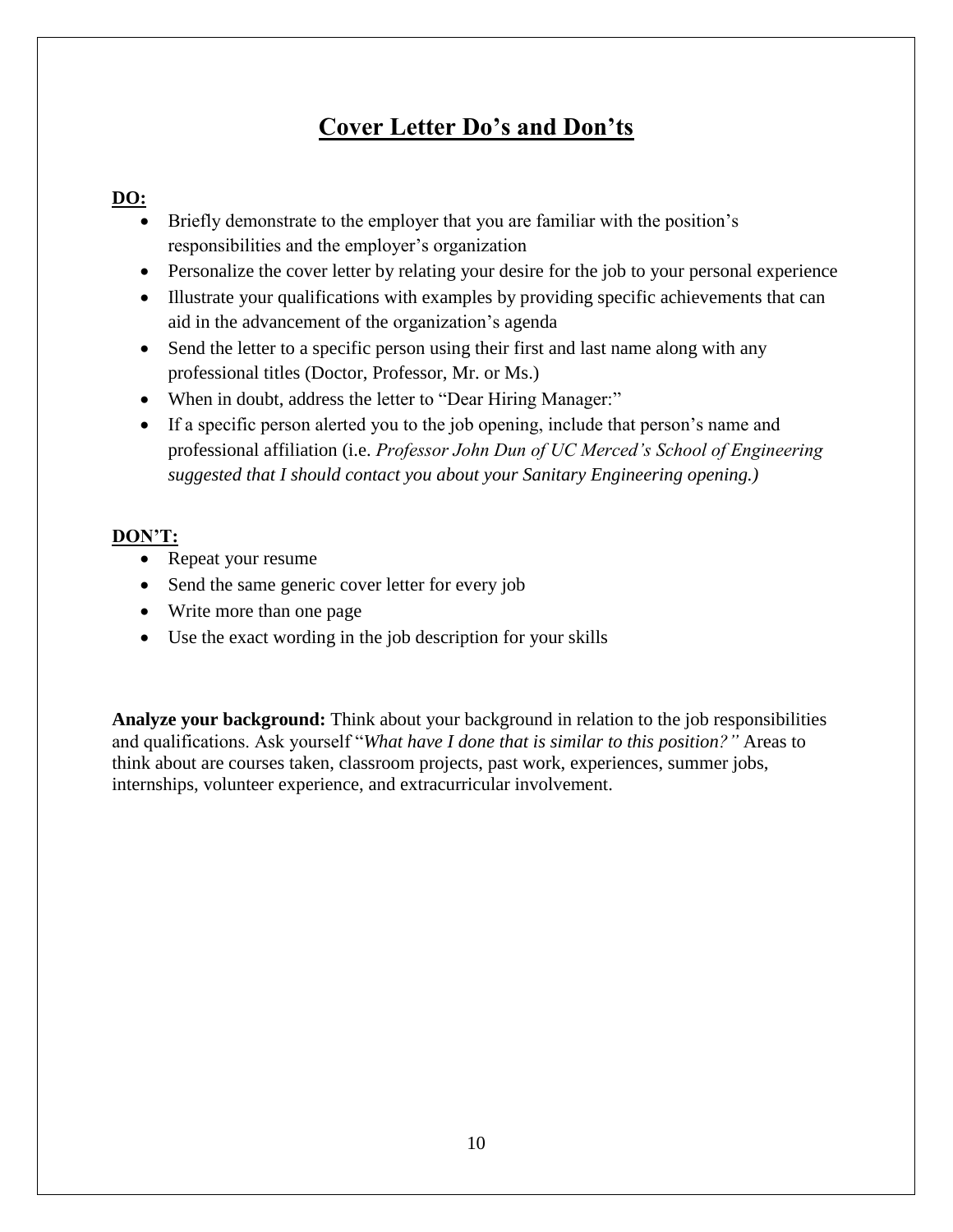# Cover Letter Do's and Don'ts

**DO:**

- Briefly demonstrate to the employer that you are familiar with the position's responsibilities and the employer's organization
- Personalize the cover letter by relating your desire for the job to your personal experience
- Illustrate your qualifications with examples by providing specific achievements that can aid in the advancement of the organization's agenda
- Send the letter to a specific person using their first and last name along with any professional titles (Doctor, Professor, Mr. or Ms.)
- When in doubt, address the letter to "Dear Hiring Manager:"
- If a specific person alerted you to the job opening, include that person's name and professional affiliation (i.e. *Professor John Dun of UC Merced's School of Engineering suggested that I should contact you about your Sanitary Engineering opening.)*

**DON'T:**

- Repeat your resume
- Send the same generic cover letter for every job
- Write more than one page
- Use the exact wording in the job description for your skills

**Analyze your background:** Think about your background in relation to the job responsibilities and qualifications. Ask yourself "*What have I done that is similar to this position?"* Areas to think about are courses taken, classroom projects, past work, experiences, summer jobs, internships, volunteer experience, and extracurricular involvement.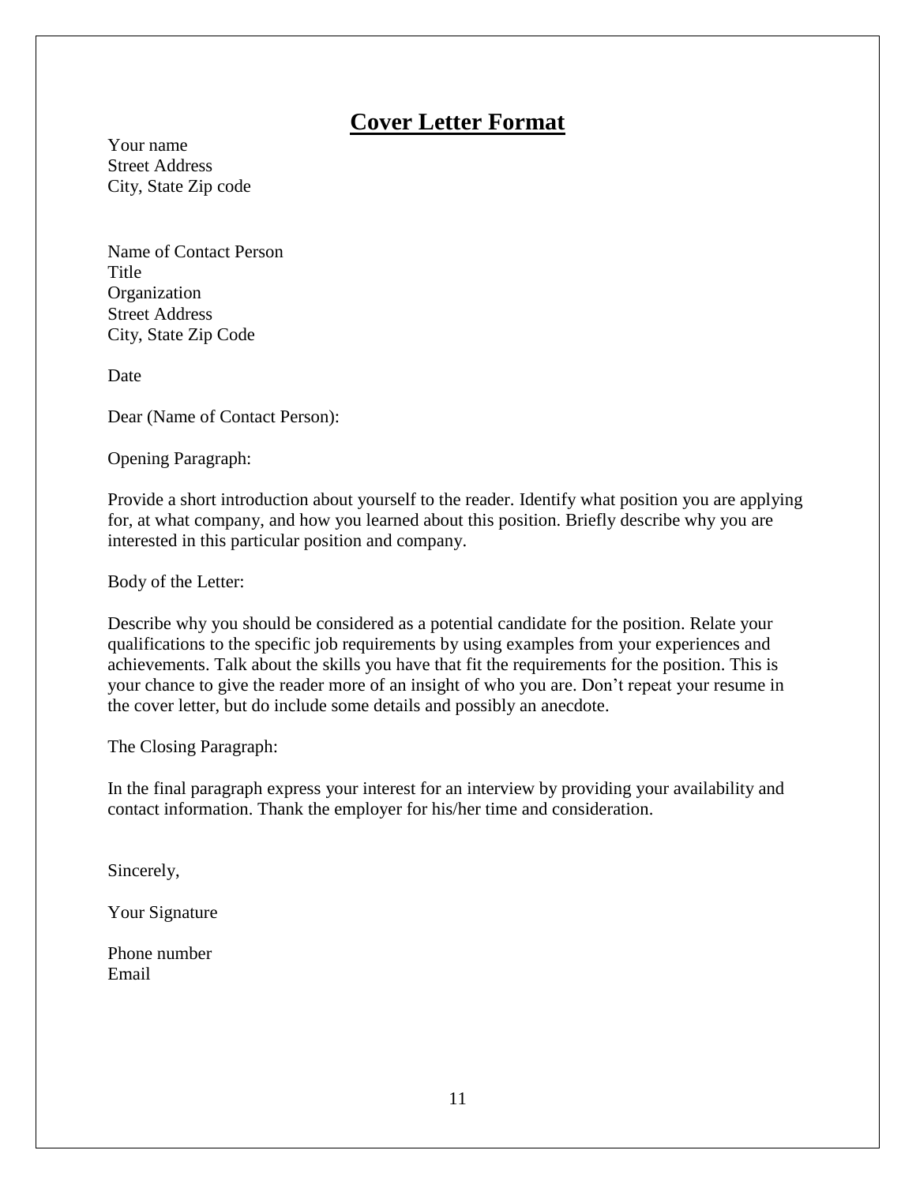# **Cover Letter Format**

Your name  
Street Address  
City, State Zip code

Name of Contact Person  
Title  
Organization  
Street Address  
City, State Zip Code

Date

Dear (Name of Contact Person):

Opening Paragraph:

Provide a short introduction about yourself to the reader. Identify what position you are applying for, at what company, and how you learned about this position. Briefly describe why you are interested in this particular position and company.

Body of the Letter:

Describe why you should be considered as a potential candidate for the position. Relate your qualifications to the specific job requirements by using examples from your experiences and achievements. Talk about the skills you have that fit the requirements for the position. This is your chance to give the reader more of an insight of who you are. Don't repeat your resume in the cover letter, but do include some details and possibly an anecdote.

The Closing Paragraph:

In the final paragraph express your interest for an interview by providing your availability and contact information. Thank the employer for his/her time and consideration.

Sincerely,

Your Signature

Phone number  
Email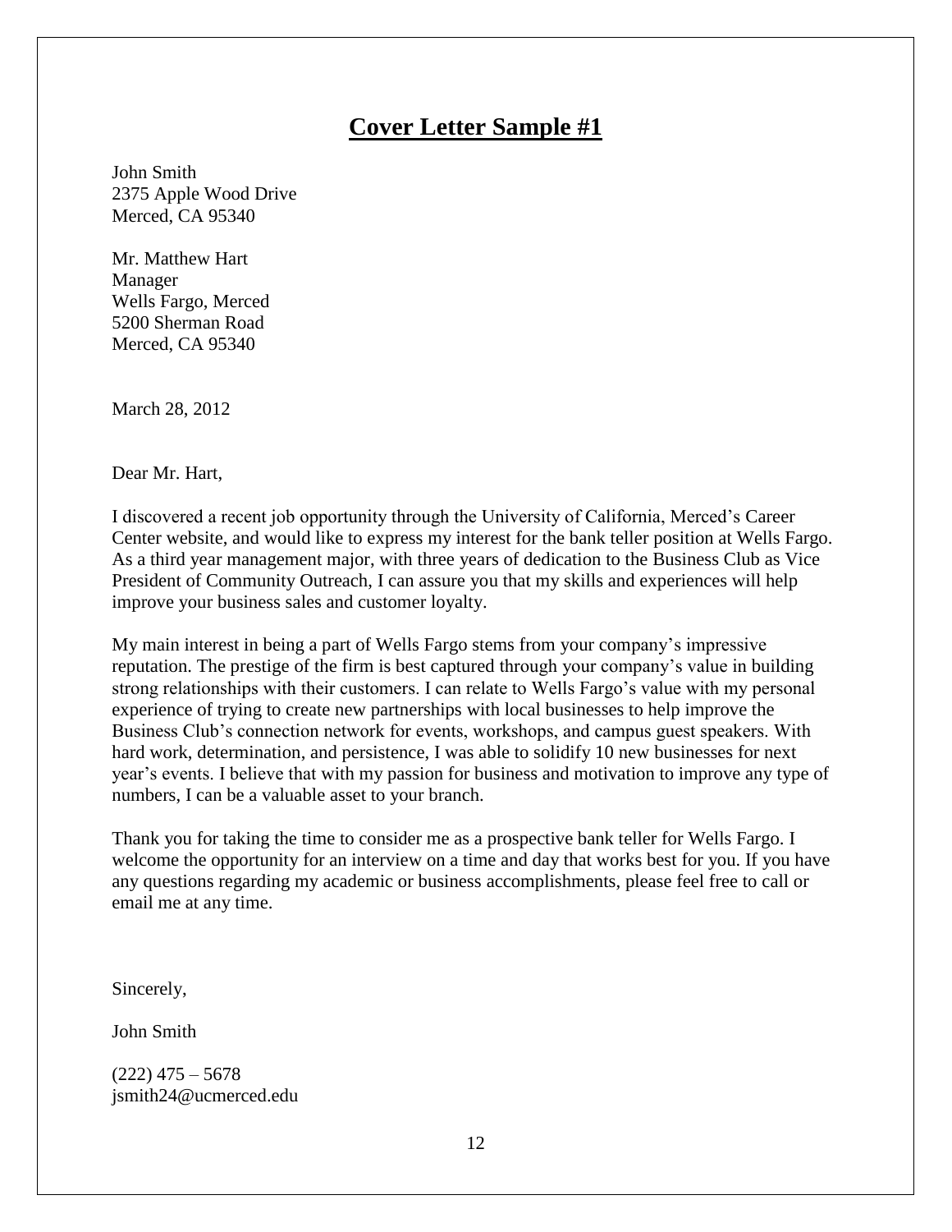# **Cover Letter Sample #1**

John Smith
2375 Apple Wood Drive
Merced, CA 95340

Mr. Matthew Hart
Manager
Wells Fargo, Merced
5200 Sherman Road
Merced, CA 95340

March 28, 2012

Dear Mr. Hart,

I discovered a recent job opportunity through the University of California, Merced's Career Center website, and would like to express my interest for the bank teller position at Wells Fargo. As a third year management major, with three years of dedication to the Business Club as Vice President of Community Outreach, I can assure you that my skills and experiences will help improve your business sales and customer loyalty.

My main interest in being a part of Wells Fargo stems from your company's impressive reputation. The prestige of the firm is best captured through your company's value in building strong relationships with their customers. I can relate to Wells Fargo's value with my personal experience of trying to create new partnerships with local businesses to help improve the Business Club's connection network for events, workshops, and campus guest speakers. With hard work, determination, and persistence, I was able to solidify 10 new businesses for next year's events. I believe that with my passion for business and motivation to improve any type of numbers, I can be a valuable asset to your branch.

Thank you for taking the time to consider me as a prospective bank teller for Wells Fargo. I welcome the opportunity for an interview on a time and day that works best for you. If you have any questions regarding my academic or business accomplishments, please feel free to call or email me at any time.

Sincerely,

John Smith

(222) 475 – 5678
jsmith24@ucmerced.edu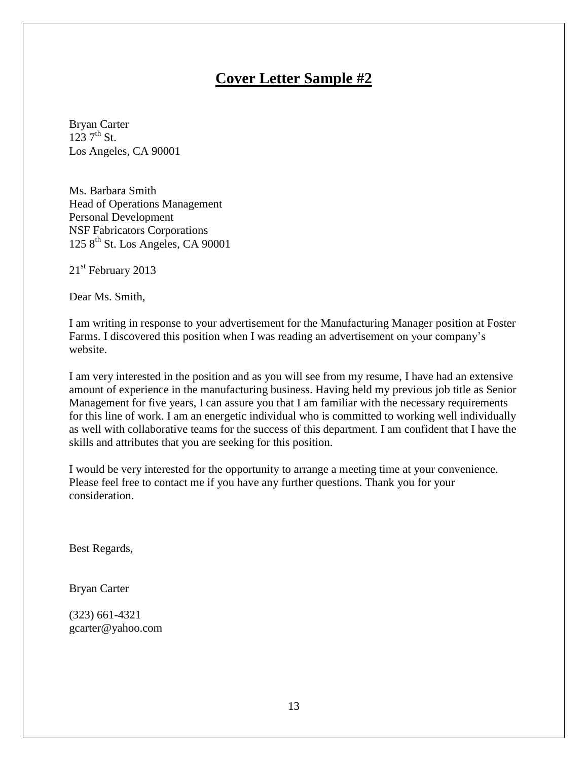# Cover Letter Sample #2

Bryan Carter
123 7th St.
Los Angeles, CA 90001

Ms. Barbara Smith
Head of Operations Management
Personal Development
NSF Fabricators Corporations
125 8th St. Los Angeles, CA 90001

21st February 2013

Dear Ms. Smith,

I am writing in response to your advertisement for the Manufacturing Manager position at Foster Farms. I discovered this position when I was reading an advertisement on your company's website.

I am very interested in the position and as you will see from my resume, I have had an extensive amount of experience in the manufacturing business. Having held my previous job title as Senior Management for five years, I can assure you that I am familiar with the necessary requirements for this line of work. I am an energetic individual who is committed to working well individually as well with collaborative teams for the success of this department. I am confident that I have the skills and attributes that you are seeking for this position.

I would be very interested for the opportunity to arrange a meeting time at your convenience. Please feel free to contact me if you have any further questions. Thank you for your consideration.

Best Regards,

Bryan Carter

(323) 661-4321
gcarter@yahoo.com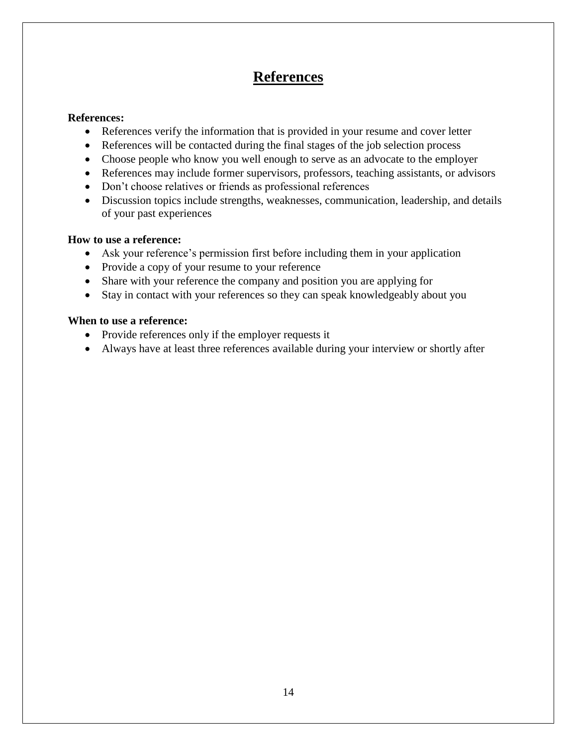# References

**References:**

- References verify the information that is provided in your resume and cover letter
- References will be contacted during the final stages of the job selection process
- Choose people who know you well enough to serve as an advocate to the employer
- References may include former supervisors, professors, teaching assistants, or advisors
- Don't choose relatives or friends as professional references
- Discussion topics include strengths, weaknesses, communication, leadership, and details of your past experiences

**How to use a reference:**

- Ask your reference's permission first before including them in your application
- Provide a copy of your resume to your reference
- Share with your reference the company and position you are applying for
- Stay in contact with your references so they can speak knowledgeably about you

**When to use a reference:**

- Provide references only if the employer requests it
- Always have at least three references available during your interview or shortly after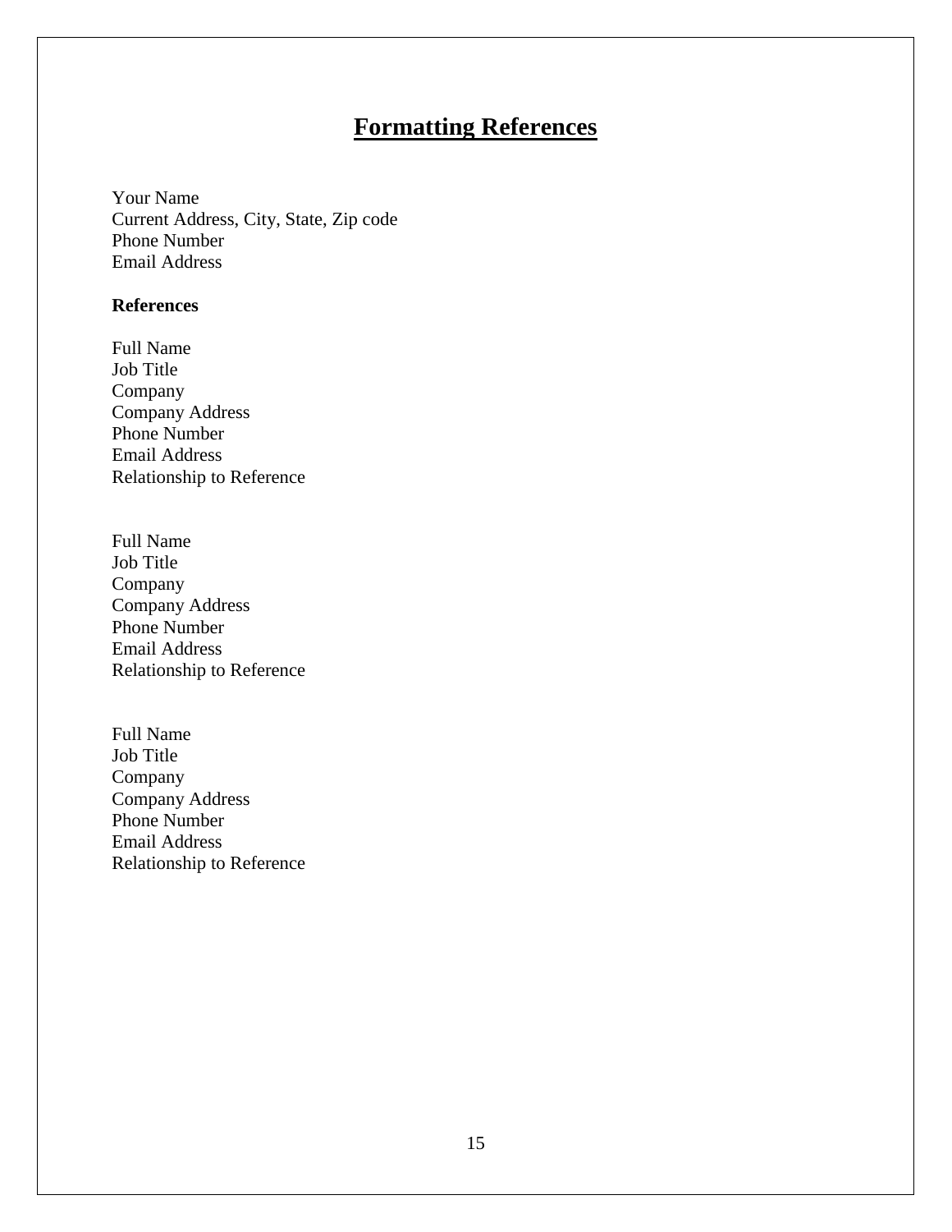# Formatting References

Your Name
Current Address, City, State, Zip code
Phone Number
Email Address

**References**

Full Name
Job Title
Company
Company Address
Phone Number
Email Address
Relationship to Reference

Full Name
Job Title
Company
Company Address
Phone Number
Email Address
Relationship to Reference

Full Name
Job Title
Company
Company Address
Phone Number
Email Address
Relationship to Reference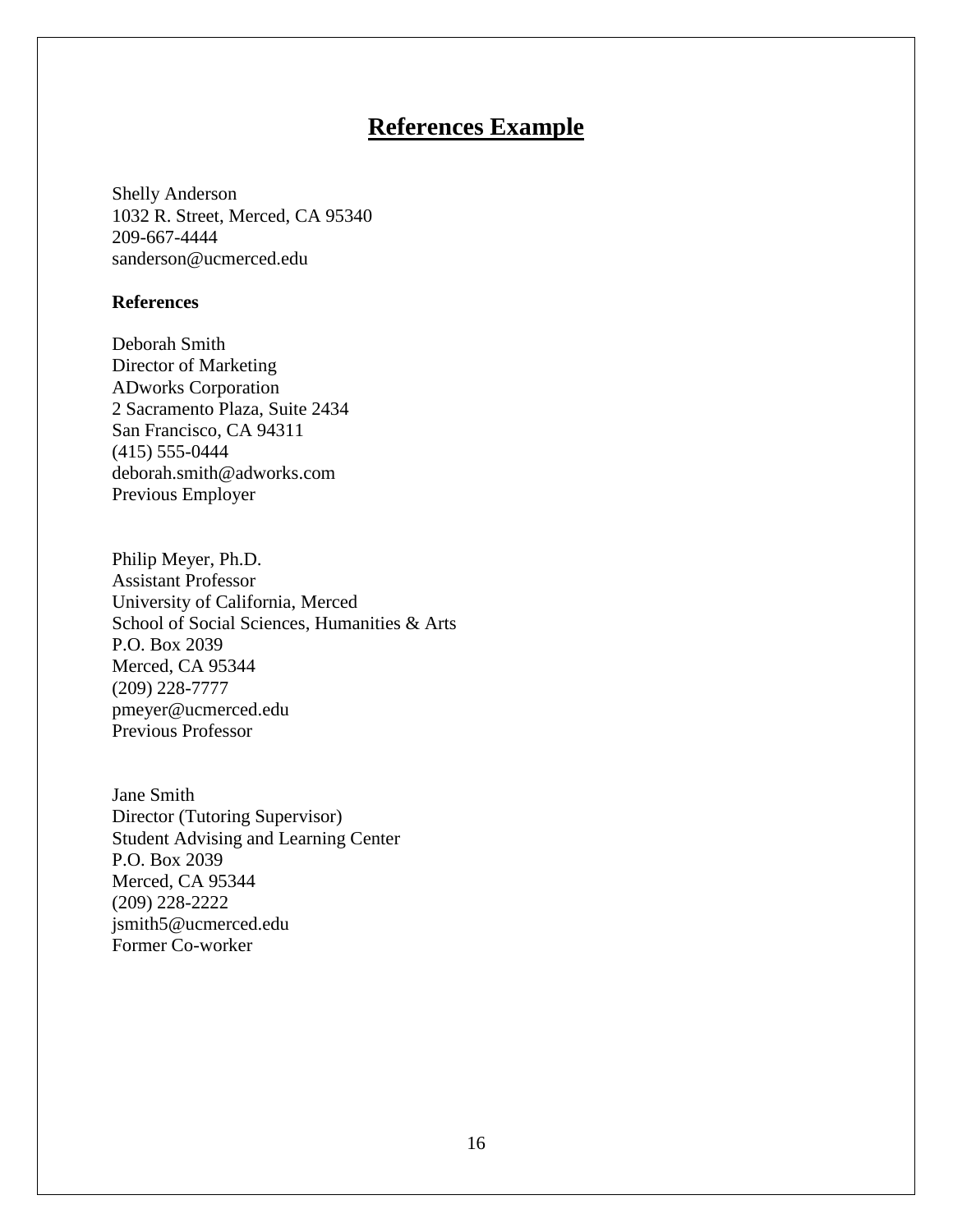# References Example

Shelly Anderson
1032 R. Street, Merced, CA 95340
209-667-4444
sanderson@ucmerced.edu

**References**

Deborah Smith
Director of Marketing
ADworks Corporation
2 Sacramento Plaza, Suite 2434
San Francisco, CA 94311
(415) 555-0444
deborah.smith@adworks.com
Previous Employer

Philip Meyer, Ph.D.
Assistant Professor
University of California, Merced
School of Social Sciences, Humanities & Arts
P.O. Box 2039
Merced, CA 95344
(209) 228-7777
pmeyer@ucmerced.edu
Previous Professor

Jane Smith
Director (Tutoring Supervisor)
Student Advising and Learning Center
P.O. Box 2039
Merced, CA 95344
(209) 228-2222
jsmith5@ucmerced.edu
Former Co-worker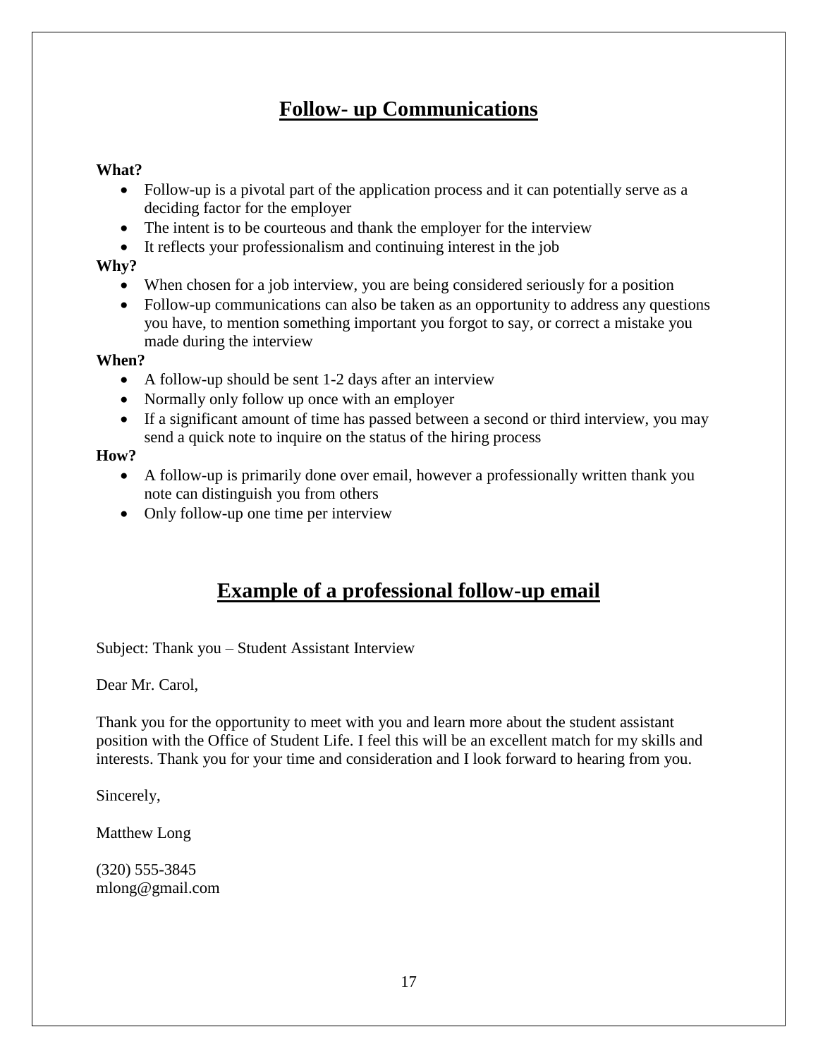## Follow- up Communications

**What?**

- Follow-up is a pivotal part of the application process and it can potentially serve as a deciding factor for the employer
- The intent is to be courteous and thank the employer for the interview
- It reflects your professionalism and continuing interest in the job

**Why?**

- When chosen for a job interview, you are being considered seriously for a position
- Follow-up communications can also be taken as an opportunity to address any questions you have, to mention something important you forgot to say, or correct a mistake you made during the interview

**When?**

- A follow-up should be sent 1-2 days after an interview
- Normally only follow up once with an employer
- If a significant amount of time has passed between a second or third interview, you may send a quick note to inquire on the status of the hiring process

**How?**

- A follow-up is primarily done over email, however a professionally written thank you note can distinguish you from others
- Only follow-up one time per interview

## Example of a professional follow-up email

Subject: Thank you – Student Assistant Interview

Dear Mr. Carol,

Thank you for the opportunity to meet with you and learn more about the student assistant position with the Office of Student Life. I feel this will be an excellent match for my skills and interests. Thank you for your time and consideration and I look forward to hearing from you.

Sincerely,

Matthew Long

(320) 555-3845
mlong@gmail.com